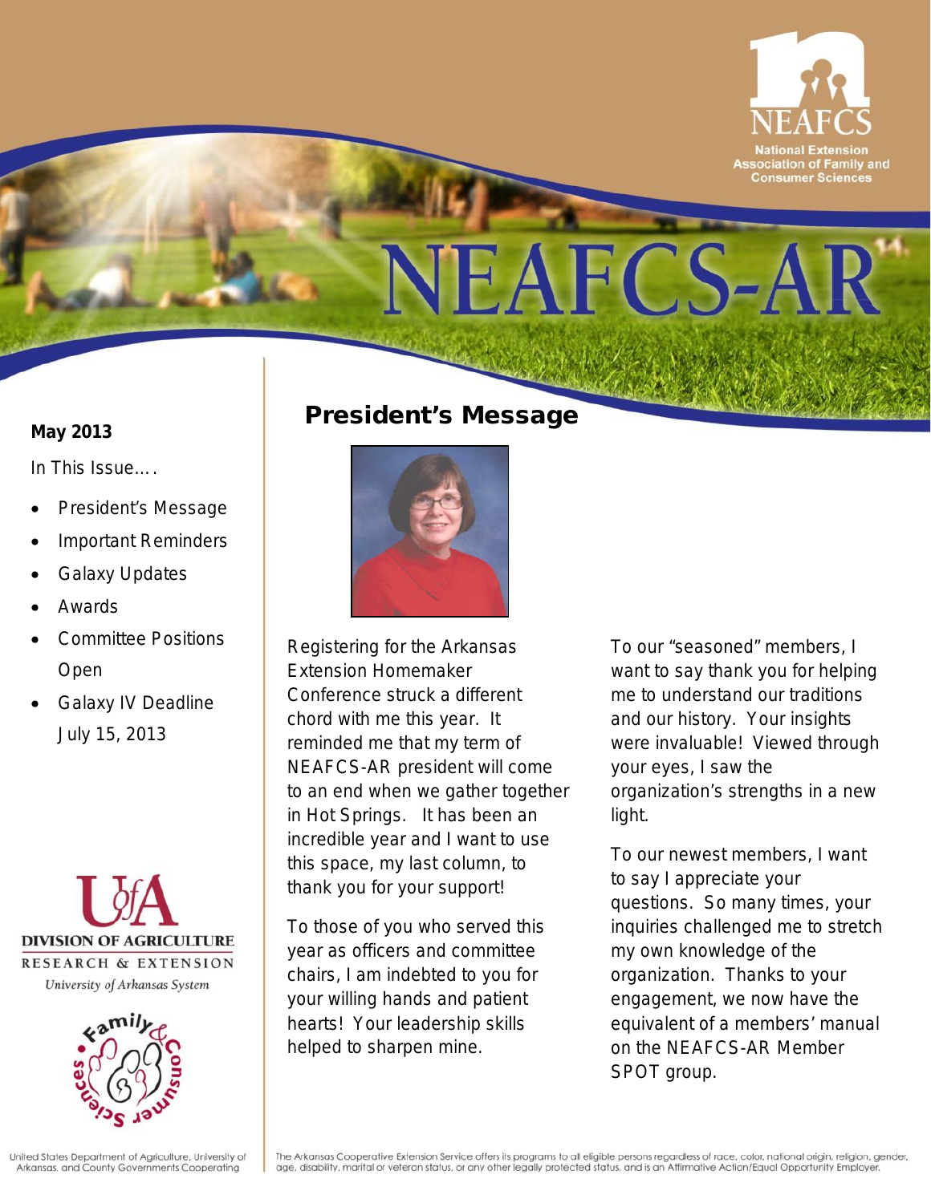# NEAFCS-AR

National Extension Association of Family and Consumer Sciences

**May 2013**

In This Issue….

- President's Message
- Important Reminders
- Galaxy Updates
- Awards
- Committee Positions Open
- Galaxy IV Deadline July 15, 2013

## President's Message

Registering for the Arkansas Extension Homemaker Conference struck a different chord with me this year. It reminded me that my term of NEAFCS-AR president will come to an end when we gather together in Hot Springs. It has been an incredible year and I want to use this space, my last column, to thank you for your support!

To those of you who served this year as officers and committee chairs, I am indebted to you for your willing hands and patient hearts! Your leadership skills helped to sharpen mine.

To our "seasoned" members, I want to say thank you for helping me to understand our traditions and our history. Your insights were invaluable! Viewed through your eyes, I saw the organization's strengths in a new light.

To our newest members, I want to say I appreciate your questions. So many times, your inquiries challenged me to stretch my own knowledge of the organization. Thanks to your engagement, we now have the equivalent of a members' manual on the NEAFCS-AR Member SPOT group.

UofA Division of Agriculture Research & Extension, University of Arkansas System

United States Department of Agriculture, University of Arkansas, and County Governments Cooperating

The Arkansas Cooperative Extension Service offers its programs to all eligible persons regardless of race, color, national origin, religion, gender, age, disability, marital or veteran status, or any other legally protected status, and is an Affirmative Action/Equal Opportunity Employer.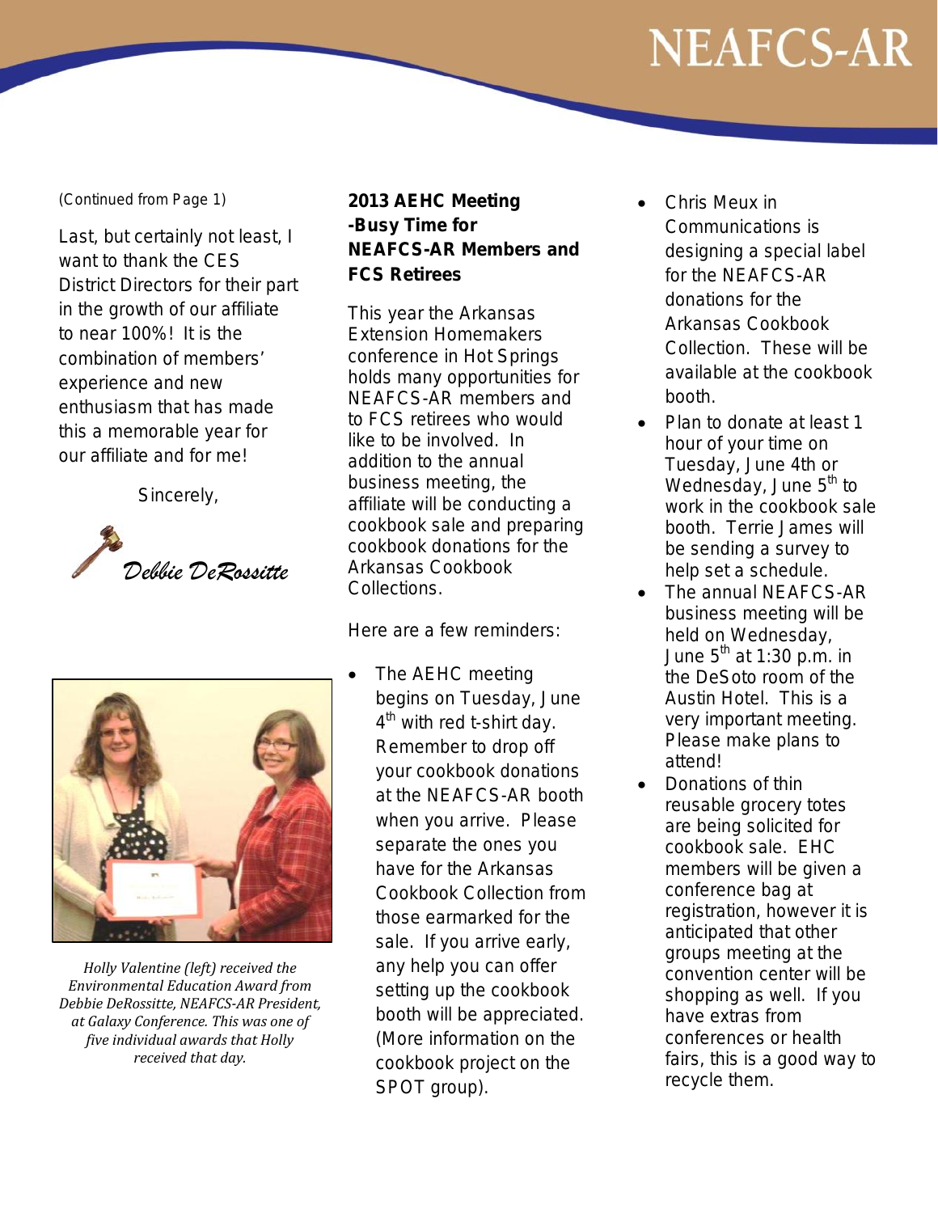(Continued from Page 1)

Last, but certainly not least, I want to thank the CES District Directors for their part in the growth of our affiliate to near 100%! It is the combination of members' experience and new enthusiasm that has made this a memorable year for our affiliate and for me!

Sincerely,

*Debbie DeRossitte*

*Holly Valentine (left) received the Environmental Education Award from Debbie DeRossitte, NEAFCS-AR President, at Galaxy Conference. This was one of five individual awards that Holly received that day.*

## 2013 AEHC Meeting -Busy Time for NEAFCS-AR Members and FCS Retirees

This year the Arkansas Extension Homemakers conference in Hot Springs holds many opportunities for NEAFCS-AR members and to FCS retirees who would like to be involved. In addition to the annual business meeting, the affiliate will be conducting a cookbook sale and preparing cookbook donations for the Arkansas Cookbook Collections.

Here are a few reminders:

- The AEHC meeting begins on Tuesday, June 4th with red t-shirt day. Remember to drop off your cookbook donations at the NEAFCS-AR booth when you arrive. Please separate the ones you have for the Arkansas Cookbook Collection from those earmarked for the sale. If you arrive early, any help you can offer setting up the cookbook booth will be appreciated. (More information on the cookbook project on the SPOT group).
- Chris Meux in Communications is designing a special label for the NEAFCS-AR donations for the Arkansas Cookbook Collection. These will be available at the cookbook booth.
- Plan to donate at least 1 hour of your time on Tuesday, June 4th or Wednesday, June 5th to work in the cookbook sale booth. Terrie James will be sending a survey to help set a schedule.
- The annual NEAFCS-AR business meeting will be held on Wednesday, June 5th at 1:30 p.m. in the DeSoto room of the Austin Hotel. This is a very important meeting. Please make plans to attend!
- Donations of thin reusable grocery totes are being solicited for cookbook sale. EHC members will be given a conference bag at registration, however it is anticipated that other groups meeting at the convention center will be shopping as well. If you have extras from conferences or health fairs, this is a good way to recycle them.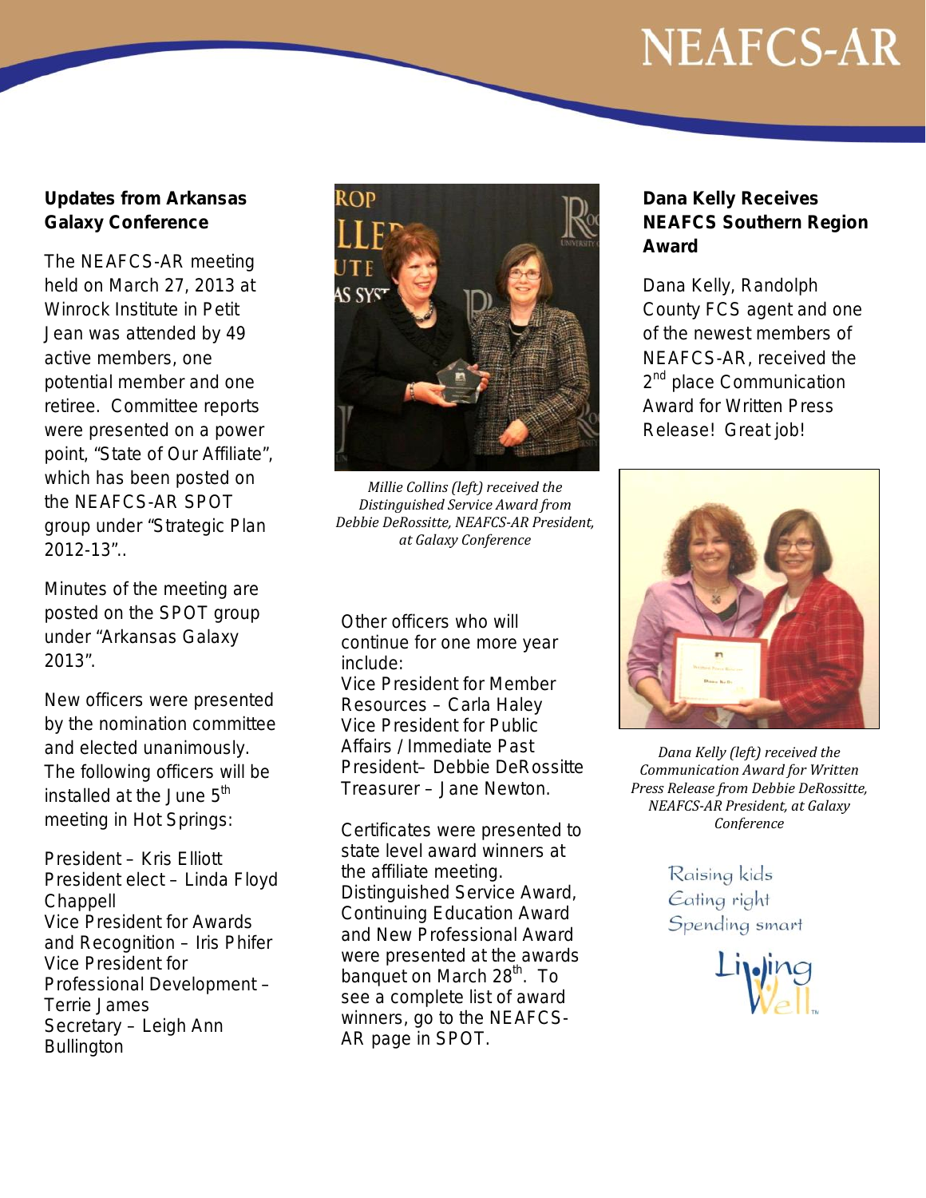### Updates from Arkansas Galaxy Conference

The NEAFCS-AR meeting held on March 27, 2013 at Winrock Institute in Petit Jean was attended by 49 active members, one potential member and one retiree. Committee reports were presented on a power point, "State of Our Affiliate", which has been posted on the NEAFCS-AR SPOT group under "Strategic Plan 2012-13"..

Minutes of the meeting are posted on the SPOT group under "Arkansas Galaxy 2013".

New officers were presented by the nomination committee and elected unanimously. The following officers will be installed at the June 5th meeting in Hot Springs:

President – Kris Elliott
President elect – Linda Floyd Chappell
Vice President for Awards and Recognition – Iris Phifer
Vice President for Professional Development – Terrie James
Secretary – Leigh Ann Bullington

*Millie Collins (left) received the Distinguished Service Award from Debbie DeRossitte, NEAFCS-AR President, at Galaxy Conference*

Other officers who will continue for one more year include:
Vice President for Member Resources – Carla Haley
Vice President for Public Affairs / Immediate Past President– Debbie DeRossitte
Treasurer – Jane Newton.

Certificates were presented to state level award winners at the affiliate meeting. Distinguished Service Award, Continuing Education Award and New Professional Award were presented at the awards banquet on March 28th. To see a complete list of award winners, go to the NEAFCS-AR page in SPOT.

### Dana Kelly Receives NEAFCS Southern Region Award

Dana Kelly, Randolph County FCS agent and one of the newest members of NEAFCS-AR, received the 2nd place Communication Award for Written Press Release! Great job!

*Dana Kelly (left) received the Communication Award for Written Press Release from Debbie DeRossitte, NEAFCS-AR President, at Galaxy Conference*

Raising kids
Eating right
Spending smart

Living Well™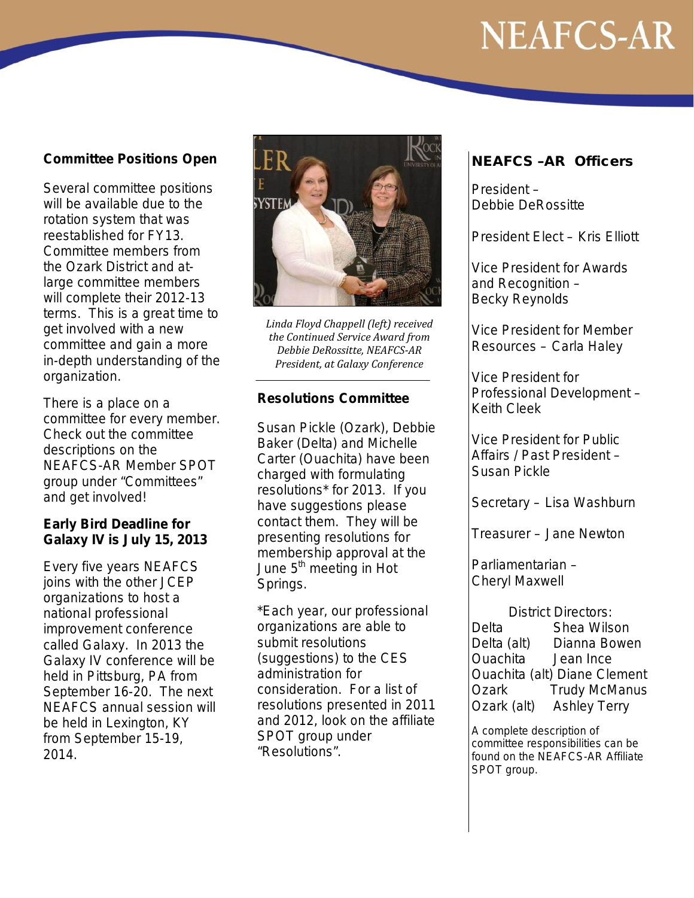# NEAFCS-AR

### Committee Positions Open

Several committee positions will be available due to the rotation system that was reestablished for FY13. Committee members from the Ozark District and at-large committee members will complete their 2012-13 terms. This is a great time to get involved with a new committee and gain a more in-depth understanding of the organization.

There is a place on a committee for every member. Check out the committee descriptions on the NEAFCS-AR Member SPOT group under "Committees" and get involved!

### Early Bird Deadline for Galaxy IV is July 15, 2013

Every five years NEAFCS joins with the other JCEP organizations to host a national professional improvement conference called Galaxy. In 2013 the Galaxy IV conference will be held in Pittsburg, PA from September 16-20. The next NEAFCS annual session will be held in Lexington, KY from September 15-19, 2014.

*Linda Floyd Chappell (left) received the Continued Service Award from Debbie DeRossitte, NEAFCS-AR President, at Galaxy Conference*

### Resolutions Committee

Susan Pickle (Ozark), Debbie Baker (Delta) and Michelle Carter (Ouachita) have been charged with formulating resolutions* for 2013. If you have suggestions please contact them. They will be presenting resolutions for membership approval at the June 5th meeting in Hot Springs.

*Each year, our professional organizations are able to submit resolutions (suggestions) to the CES administration for consideration. For a list of resolutions presented in 2011 and 2012, look on the affiliate SPOT group under "Resolutions".

### NEAFCS –AR Officers

President – Debbie DeRossitte

President Elect – Kris Elliott

Vice President for Awards and Recognition – Becky Reynolds

Vice President for Member Resources – Carla Haley

Vice President for Professional Development – Keith Cleek

Vice President for Public Affairs / Past President – Susan Pickle

Secretary – Lisa Washburn

Treasurer – Jane Newton

Parliamentarian – Cheryl Maxwell

District Directors:

| | |
|---|---|
| Delta | Shea Wilson |
| Delta (alt) | Dianna Bowen |
| Ouachita | Jean Ince |
| Ouachita (alt) | Diane Clement |
| Ozark | Trudy McManus |
| Ozark (alt) | Ashley Terry |

A complete description of committee responsibilities can be found on the NEAFCS-AR Affiliate SPOT group.